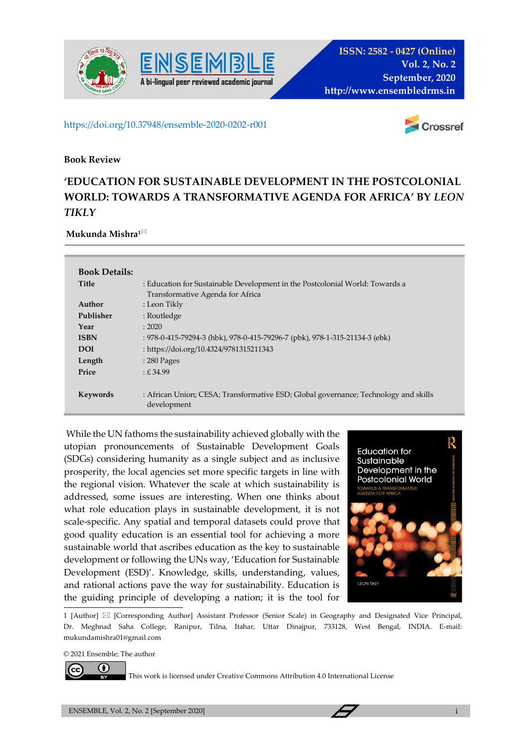https://doi.org/10.37948/ensemble-2020-0202-r001

**Book Review**

# 'EDUCATION FOR SUSTAINABLE DEVELOPMENT IN THE POSTCOLONIAL WORLD: TOWARDS A TRANSFORMATIVE AGENDA FOR AFRICA' BY *LEON TIKLY*

**Mukunda Mishra**[1]

**Book Details:**

| | |
|---|---|
| **Title** | : Education for Sustainable Development in the Postcolonial World: Towards a Transformative Agenda for Africa |
| **Author** | : Leon Tikly |
| **Publisher** | : Routledge |
| **Year** | : 2020 |
| **ISBN** | : 978-0-415-79294-3 (hbk), 978-0-415-79296-7 (pbk), 978-1-315-21134-3 (ebk) |
| **DOI** | : https://doi.org/10.4324/9781315211343 |
| **Length** | : 280 Pages |
| **Price** | : £ 34.99 |
| **Keywords** | : African Union; CESA; Transformative ESD; Global governance; Technology and skills development |

While the UN fathoms the sustainability achieved globally with the utopian pronouncements of Sustainable Development Goals (SDGs) considering humanity as a single subject and as inclusive prosperity, the local agencies set more specific targets in line with the regional vision. Whatever the scale at which sustainability is addressed, some issues are interesting. When one thinks about what role education plays in sustainable development, it is not scale-specific. Any spatial and temporal datasets could prove that good quality education is an essential tool for achieving a more sustainable world that ascribes education as the key to sustainable development or following the UNs way, 'Education for Sustainable Development (ESD)'. Knowledge, skills, understanding, values, and rational actions pave the way for sustainability. Education is the guiding principle of developing a nation; it is the tool for

1 [Author] ✉ [Corresponding Author] Assistant Professor (Senior Scale) in Geography and Designated Vice Principal, Dr. Meghnad Saha College, Ranipur, Tilna, Itahar, Uttar Dinajpur, 733128, West Bengal, INDIA. E-mail: mukundamishra01@gmail.com

© 2021 Ensemble; The author

This work is licensed under Creative Commons Attribution 4.0 International License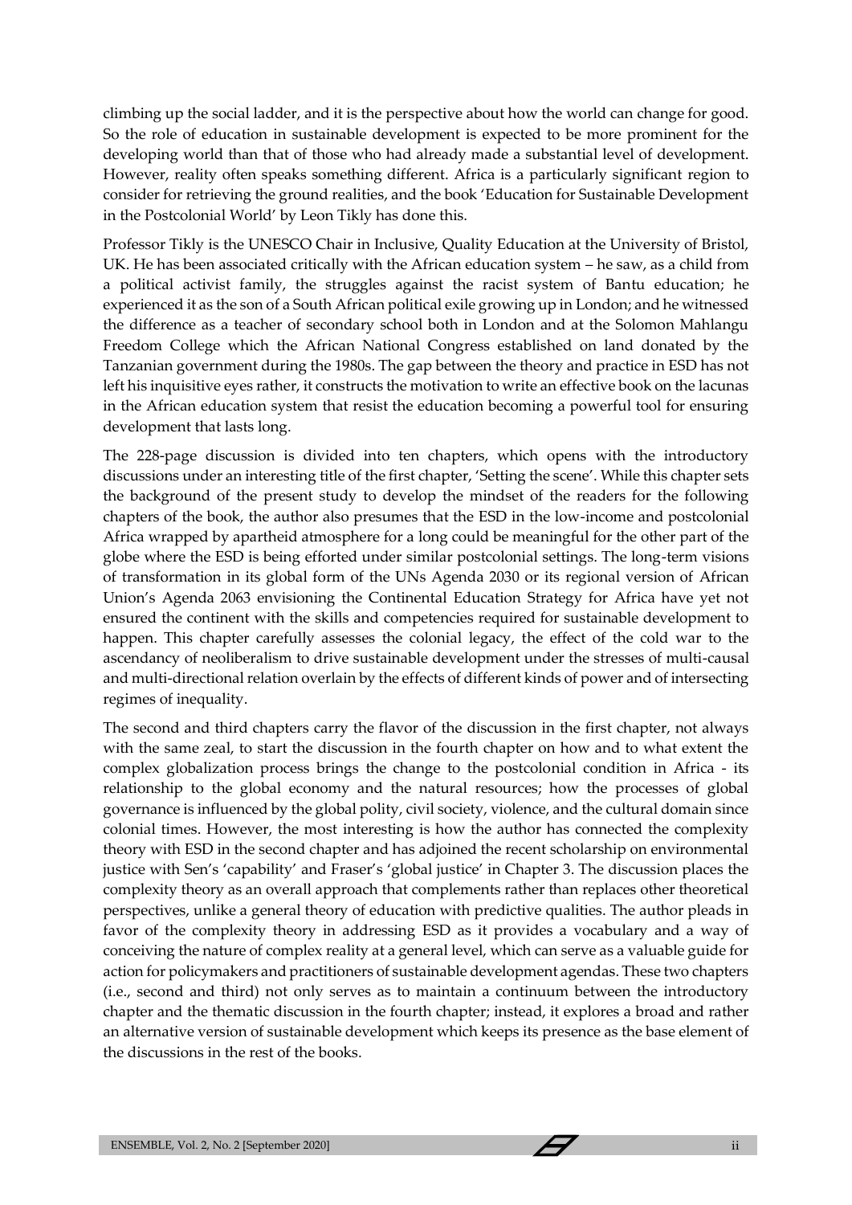climbing up the social ladder, and it is the perspective about how the world can change for good. So the role of education in sustainable development is expected to be more prominent for the developing world than that of those who had already made a substantial level of development. However, reality often speaks something different. Africa is a particularly significant region to consider for retrieving the ground realities, and the book 'Education for Sustainable Development in the Postcolonial World' by Leon Tikly has done this.

Professor Tikly is the UNESCO Chair in Inclusive, Quality Education at the University of Bristol, UK. He has been associated critically with the African education system – he saw, as a child from a political activist family, the struggles against the racist system of Bantu education; he experienced it as the son of a South African political exile growing up in London; and he witnessed the difference as a teacher of secondary school both in London and at the Solomon Mahlangu Freedom College which the African National Congress established on land donated by the Tanzanian government during the 1980s. The gap between the theory and practice in ESD has not left his inquisitive eyes rather, it constructs the motivation to write an effective book on the lacunas in the African education system that resist the education becoming a powerful tool for ensuring development that lasts long.

The 228-page discussion is divided into ten chapters, which opens with the introductory discussions under an interesting title of the first chapter, 'Setting the scene'. While this chapter sets the background of the present study to develop the mindset of the readers for the following chapters of the book, the author also presumes that the ESD in the low-income and postcolonial Africa wrapped by apartheid atmosphere for a long could be meaningful for the other part of the globe where the ESD is being efforted under similar postcolonial settings. The long-term visions of transformation in its global form of the UNs Agenda 2030 or its regional version of African Union's Agenda 2063 envisioning the Continental Education Strategy for Africa have yet not ensured the continent with the skills and competencies required for sustainable development to happen. This chapter carefully assesses the colonial legacy, the effect of the cold war to the ascendancy of neoliberalism to drive sustainable development under the stresses of multi-causal and multi-directional relation overlain by the effects of different kinds of power and of intersecting regimes of inequality.

The second and third chapters carry the flavor of the discussion in the first chapter, not always with the same zeal, to start the discussion in the fourth chapter on how and to what extent the complex globalization process brings the change to the postcolonial condition in Africa - its relationship to the global economy and the natural resources; how the processes of global governance is influenced by the global polity, civil society, violence, and the cultural domain since colonial times. However, the most interesting is how the author has connected the complexity theory with ESD in the second chapter and has adjoined the recent scholarship on environmental justice with Sen's 'capability' and Fraser's 'global justice' in Chapter 3. The discussion places the complexity theory as an overall approach that complements rather than replaces other theoretical perspectives, unlike a general theory of education with predictive qualities. The author pleads in favor of the complexity theory in addressing ESD as it provides a vocabulary and a way of conceiving the nature of complex reality at a general level, which can serve as a valuable guide for action for policymakers and practitioners of sustainable development agendas. These two chapters (i.e., second and third) not only serves as to maintain a continuum between the introductory chapter and the thematic discussion in the fourth chapter; instead, it explores a broad and rather an alternative version of sustainable development which keeps its presence as the base element of the discussions in the rest of the books.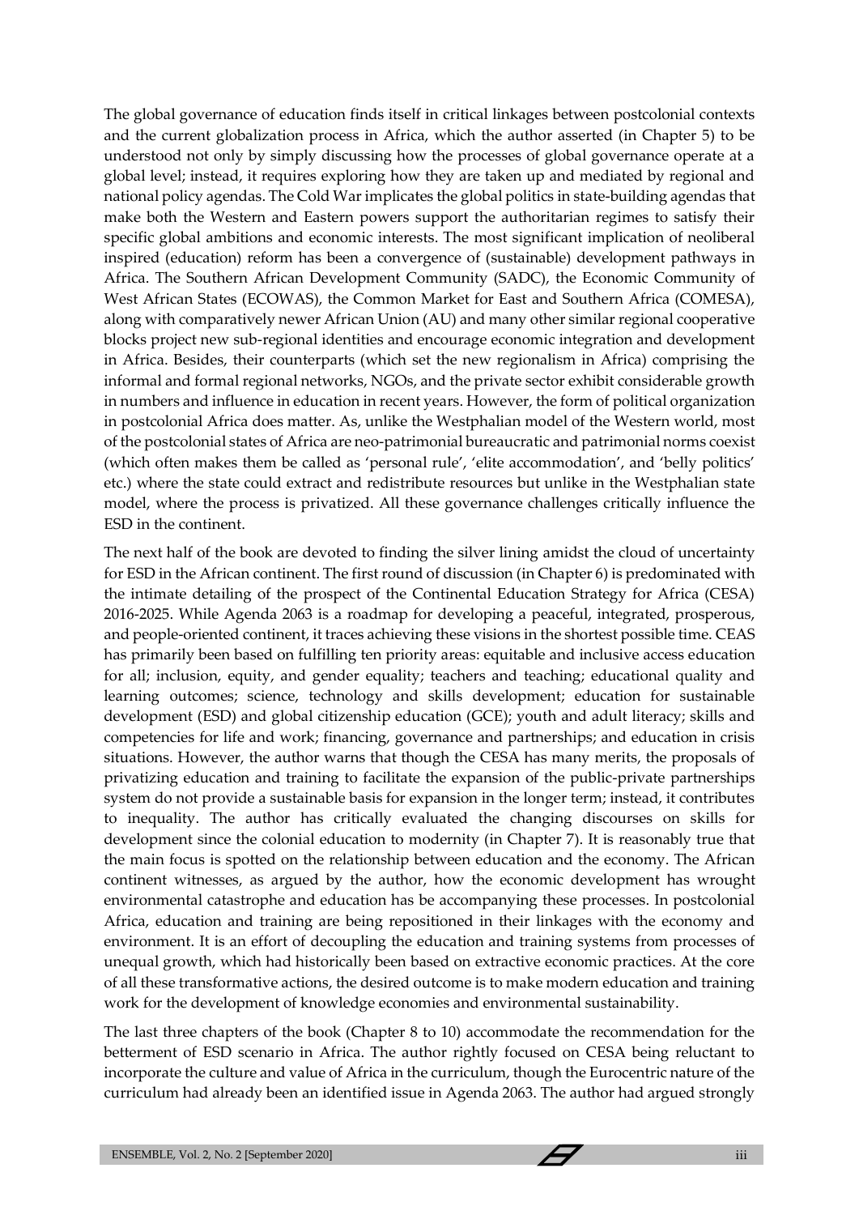The global governance of education finds itself in critical linkages between postcolonial contexts and the current globalization process in Africa, which the author asserted (in Chapter 5) to be understood not only by simply discussing how the processes of global governance operate at a global level; instead, it requires exploring how they are taken up and mediated by regional and national policy agendas. The Cold War implicates the global politics in state-building agendas that make both the Western and Eastern powers support the authoritarian regimes to satisfy their specific global ambitions and economic interests. The most significant implication of neoliberal inspired (education) reform has been a convergence of (sustainable) development pathways in Africa. The Southern African Development Community (SADC), the Economic Community of West African States (ECOWAS), the Common Market for East and Southern Africa (COMESA), along with comparatively newer African Union (AU) and many other similar regional cooperative blocks project new sub-regional identities and encourage economic integration and development in Africa. Besides, their counterparts (which set the new regionalism in Africa) comprising the informal and formal regional networks, NGOs, and the private sector exhibit considerable growth in numbers and influence in education in recent years. However, the form of political organization in postcolonial Africa does matter. As, unlike the Westphalian model of the Western world, most of the postcolonial states of Africa are neo-patrimonial bureaucratic and patrimonial norms coexist (which often makes them be called as 'personal rule', 'elite accommodation', and 'belly politics' etc.) where the state could extract and redistribute resources but unlike in the Westphalian state model, where the process is privatized. All these governance challenges critically influence the ESD in the continent.

The next half of the book are devoted to finding the silver lining amidst the cloud of uncertainty for ESD in the African continent. The first round of discussion (in Chapter 6) is predominated with the intimate detailing of the prospect of the Continental Education Strategy for Africa (CESA) 2016-2025. While Agenda 2063 is a roadmap for developing a peaceful, integrated, prosperous, and people-oriented continent, it traces achieving these visions in the shortest possible time. CEAS has primarily been based on fulfilling ten priority areas: equitable and inclusive access education for all; inclusion, equity, and gender equality; teachers and teaching; educational quality and learning outcomes; science, technology and skills development; education for sustainable development (ESD) and global citizenship education (GCE); youth and adult literacy; skills and competencies for life and work; financing, governance and partnerships; and education in crisis situations. However, the author warns that though the CESA has many merits, the proposals of privatizing education and training to facilitate the expansion of the public-private partnerships system do not provide a sustainable basis for expansion in the longer term; instead, it contributes to inequality. The author has critically evaluated the changing discourses on skills for development since the colonial education to modernity (in Chapter 7). It is reasonably true that the main focus is spotted on the relationship between education and the economy. The African continent witnesses, as argued by the author, how the economic development has wrought environmental catastrophe and education has be accompanying these processes. In postcolonial Africa, education and training are being repositioned in their linkages with the economy and environment. It is an effort of decoupling the education and training systems from processes of unequal growth, which had historically been based on extractive economic practices. At the core of all these transformative actions, the desired outcome is to make modern education and training work for the development of knowledge economies and environmental sustainability.

The last three chapters of the book (Chapter 8 to 10) accommodate the recommendation for the betterment of ESD scenario in Africa. The author rightly focused on CESA being reluctant to incorporate the culture and value of Africa in the curriculum, though the Eurocentric nature of the curriculum had already been an identified issue in Agenda 2063. The author had argued strongly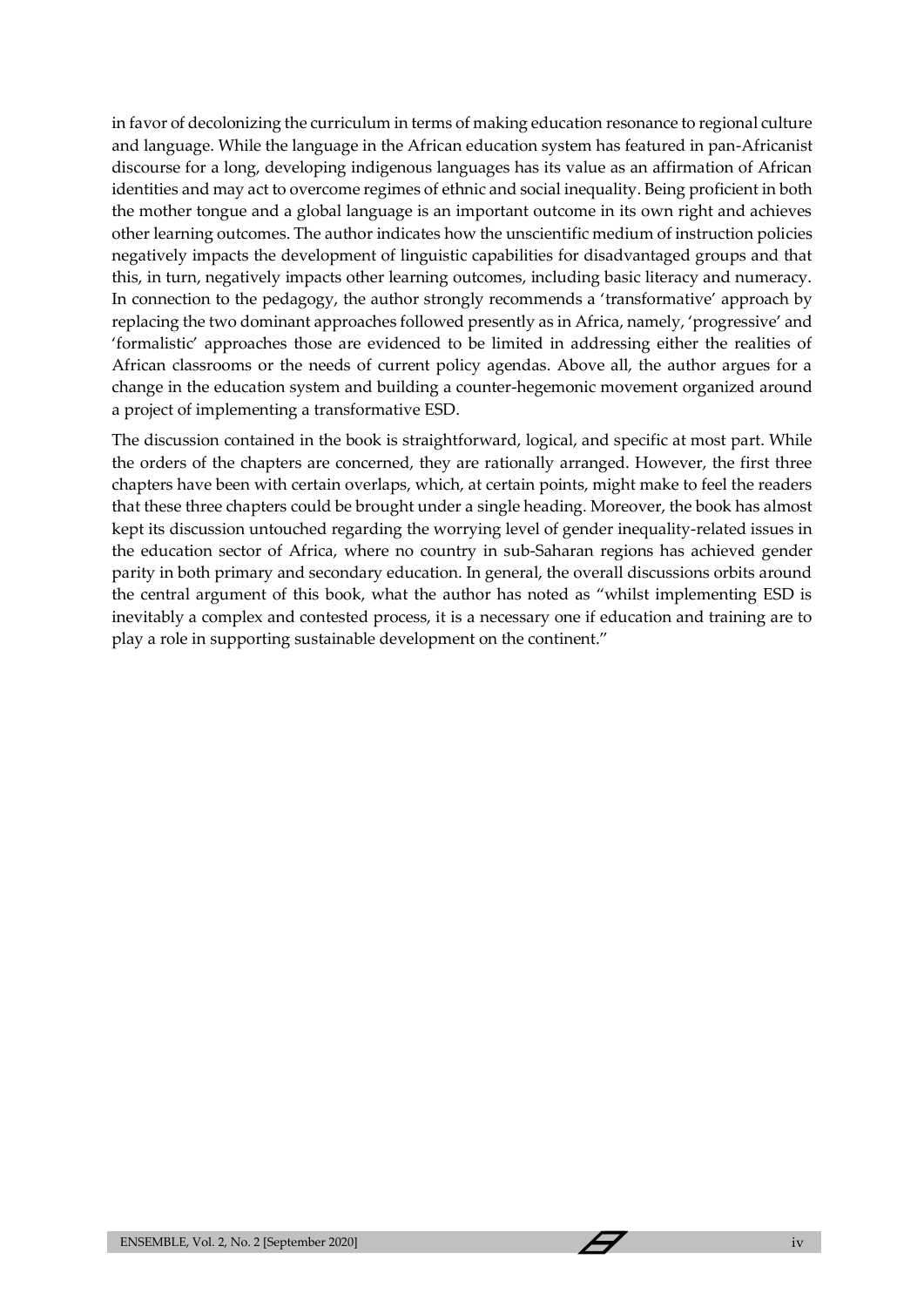in favor of decolonizing the curriculum in terms of making education resonance to regional culture and language. While the language in the African education system has featured in pan-Africanist discourse for a long, developing indigenous languages has its value as an affirmation of African identities and may act to overcome regimes of ethnic and social inequality. Being proficient in both the mother tongue and a global language is an important outcome in its own right and achieves other learning outcomes. The author indicates how the unscientific medium of instruction policies negatively impacts the development of linguistic capabilities for disadvantaged groups and that this, in turn, negatively impacts other learning outcomes, including basic literacy and numeracy. In connection to the pedagogy, the author strongly recommends a 'transformative' approach by replacing the two dominant approaches followed presently as in Africa, namely, 'progressive' and 'formalistic' approaches those are evidenced to be limited in addressing either the realities of African classrooms or the needs of current policy agendas. Above all, the author argues for a change in the education system and building a counter-hegemonic movement organized around a project of implementing a transformative ESD.

The discussion contained in the book is straightforward, logical, and specific at most part. While the orders of the chapters are concerned, they are rationally arranged. However, the first three chapters have been with certain overlaps, which, at certain points, might make to feel the readers that these three chapters could be brought under a single heading. Moreover, the book has almost kept its discussion untouched regarding the worrying level of gender inequality-related issues in the education sector of Africa, where no country in sub-Saharan regions has achieved gender parity in both primary and secondary education. In general, the overall discussions orbits around the central argument of this book, what the author has noted as "whilst implementing ESD is inevitably a complex and contested process, it is a necessary one if education and training are to play a role in supporting sustainable development on the continent."